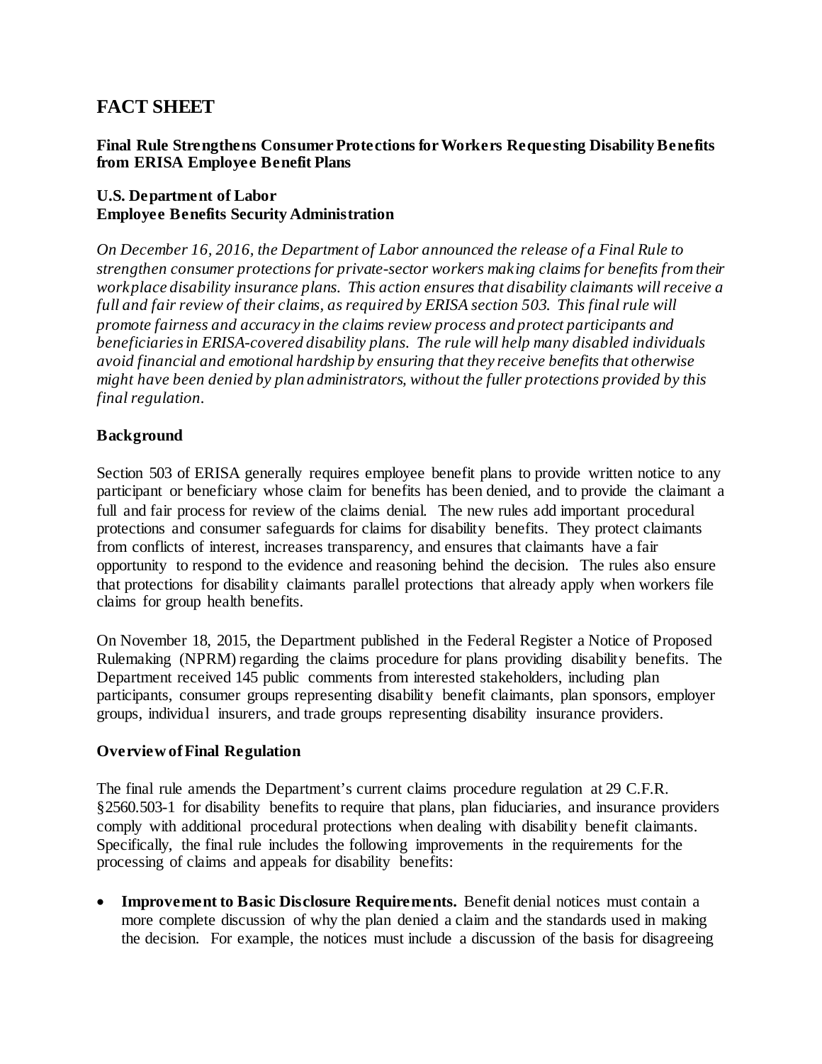# FACT SHEET

**Final Rule Strengthens Consumer Protections for Workers Requesting Disability Benefits from ERISA Employee Benefit Plans**

**U.S. Department of Labor**
**Employee Benefits Security Administration**

*On December 16, 2016, the Department of Labor announced the release of a Final Rule to strengthen consumer protections for private-sector workers making claims for benefits from their workplace disability insurance plans. This action ensures that disability claimants will receive a full and fair review of their claims, as required by ERISA section 503. This final rule will promote fairness and accuracy in the claims review process and protect participants and beneficiaries in ERISA-covered disability plans. The rule will help many disabled individuals avoid financial and emotional hardship by ensuring that they receive benefits that otherwise might have been denied by plan administrators, without the fuller protections provided by this final regulation.*

## Background

Section 503 of ERISA generally requires employee benefit plans to provide written notice to any participant or beneficiary whose claim for benefits has been denied, and to provide the claimant a full and fair process for review of the claims denial. The new rules add important procedural protections and consumer safeguards for claims for disability benefits. They protect claimants from conflicts of interest, increases transparency, and ensures that claimants have a fair opportunity to respond to the evidence and reasoning behind the decision. The rules also ensure that protections for disability claimants parallel protections that already apply when workers file claims for group health benefits.

On November 18, 2015, the Department published in the Federal Register a Notice of Proposed Rulemaking (NPRM) regarding the claims procedure for plans providing disability benefits. The Department received 145 public comments from interested stakeholders, including plan participants, consumer groups representing disability benefit claimants, plan sponsors, employer groups, individual insurers, and trade groups representing disability insurance providers.

## Overview of Final Regulation

The final rule amends the Department's current claims procedure regulation at 29 C.F.R. §2560.503-1 for disability benefits to require that plans, plan fiduciaries, and insurance providers comply with additional procedural protections when dealing with disability benefit claimants. Specifically, the final rule includes the following improvements in the requirements for the processing of claims and appeals for disability benefits:

- **Improvement to Basic Disclosure Requirements.** Benefit denial notices must contain a more complete discussion of why the plan denied a claim and the standards used in making the decision. For example, the notices must include a discussion of the basis for disagreeing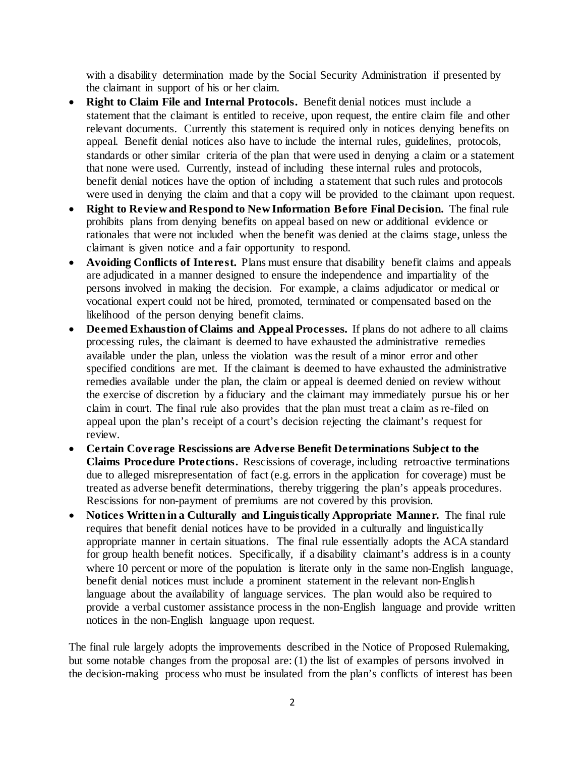with a disability determination made by the Social Security Administration if presented by the claimant in support of his or her claim.

- **Right to Claim File and Internal Protocols.** Benefit denial notices must include a statement that the claimant is entitled to receive, upon request, the entire claim file and other relevant documents. Currently this statement is required only in notices denying benefits on appeal. Benefit denial notices also have to include the internal rules, guidelines, protocols, standards or other similar criteria of the plan that were used in denying a claim or a statement that none were used. Currently, instead of including these internal rules and protocols, benefit denial notices have the option of including a statement that such rules and protocols were used in denying the claim and that a copy will be provided to the claimant upon request.
- **Right to Review and Respond to New Information Before Final Decision.** The final rule prohibits plans from denying benefits on appeal based on new or additional evidence or rationales that were not included when the benefit was denied at the claims stage, unless the claimant is given notice and a fair opportunity to respond.
- **Avoiding Conflicts of Interest.** Plans must ensure that disability benefit claims and appeals are adjudicated in a manner designed to ensure the independence and impartiality of the persons involved in making the decision. For example, a claims adjudicator or medical or vocational expert could not be hired, promoted, terminated or compensated based on the likelihood of the person denying benefit claims.
- **Deemed Exhaustion of Claims and Appeal Processes.** If plans do not adhere to all claims processing rules, the claimant is deemed to have exhausted the administrative remedies available under the plan, unless the violation was the result of a minor error and other specified conditions are met. If the claimant is deemed to have exhausted the administrative remedies available under the plan, the claim or appeal is deemed denied on review without the exercise of discretion by a fiduciary and the claimant may immediately pursue his or her claim in court. The final rule also provides that the plan must treat a claim as re-filed on appeal upon the plan's receipt of a court's decision rejecting the claimant's request for review.
- **Certain Coverage Rescissions are Adverse Benefit Determinations Subject to the Claims Procedure Protections.** Rescissions of coverage, including retroactive terminations due to alleged misrepresentation of fact (e.g. errors in the application for coverage) must be treated as adverse benefit determinations, thereby triggering the plan's appeals procedures. Rescissions for non-payment of premiums are not covered by this provision.
- **Notices Written in a Culturally and Linguistically Appropriate Manner.** The final rule requires that benefit denial notices have to be provided in a culturally and linguistically appropriate manner in certain situations. The final rule essentially adopts the ACA standard for group health benefit notices. Specifically, if a disability claimant's address is in a county where 10 percent or more of the population is literate only in the same non-English language, benefit denial notices must include a prominent statement in the relevant non-English language about the availability of language services. The plan would also be required to provide a verbal customer assistance process in the non-English language and provide written notices in the non-English language upon request.

The final rule largely adopts the improvements described in the Notice of Proposed Rulemaking, but some notable changes from the proposal are: (1) the list of examples of persons involved in the decision-making process who must be insulated from the plan's conflicts of interest has been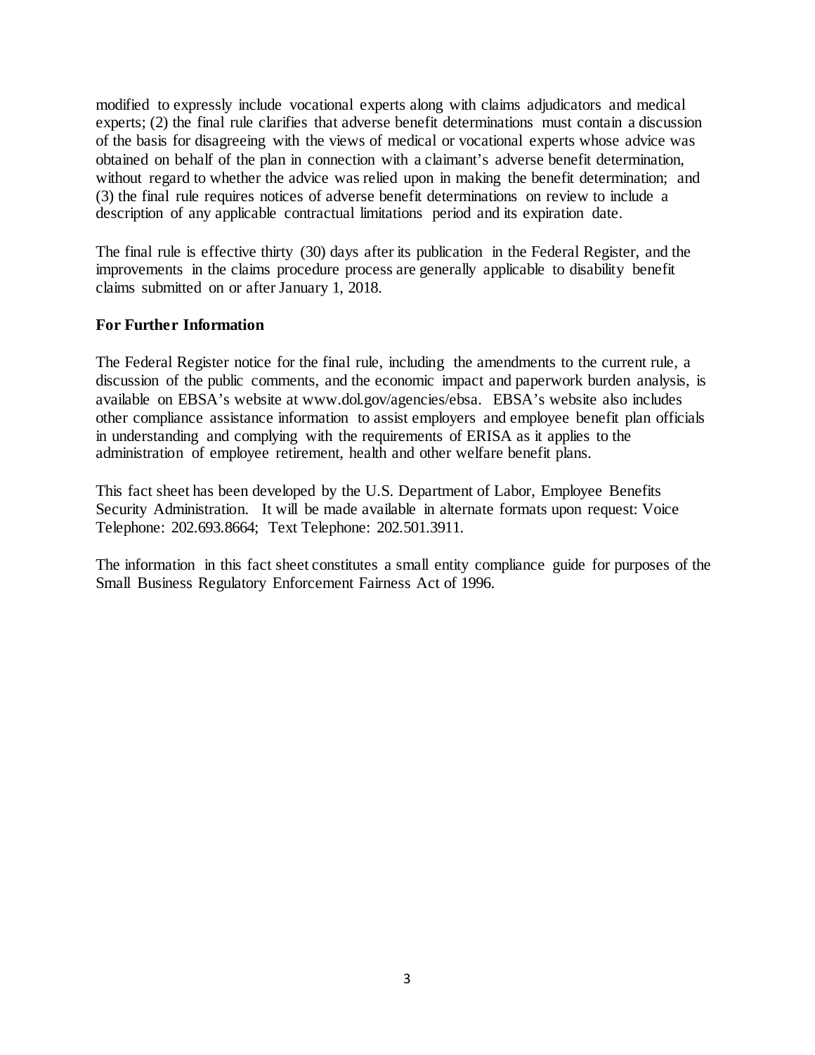modified to expressly include vocational experts along with claims adjudicators and medical experts; (2) the final rule clarifies that adverse benefit determinations must contain a discussion of the basis for disagreeing with the views of medical or vocational experts whose advice was obtained on behalf of the plan in connection with a claimant's adverse benefit determination, without regard to whether the advice was relied upon in making the benefit determination; and (3) the final rule requires notices of adverse benefit determinations on review to include a description of any applicable contractual limitations period and its expiration date.

The final rule is effective thirty (30) days after its publication in the Federal Register, and the improvements in the claims procedure process are generally applicable to disability benefit claims submitted on or after January 1, 2018.

**For Further Information**

The Federal Register notice for the final rule, including the amendments to the current rule, a discussion of the public comments, and the economic impact and paperwork burden analysis, is available on EBSA's website at www.dol.gov/agencies/ebsa. EBSA's website also includes other compliance assistance information to assist employers and employee benefit plan officials in understanding and complying with the requirements of ERISA as it applies to the administration of employee retirement, health and other welfare benefit plans.

This fact sheet has been developed by the U.S. Department of Labor, Employee Benefits Security Administration. It will be made available in alternate formats upon request: Voice Telephone: 202.693.8664; Text Telephone: 202.501.3911.

The information in this fact sheet constitutes a small entity compliance guide for purposes of the Small Business Regulatory Enforcement Fairness Act of 1996.